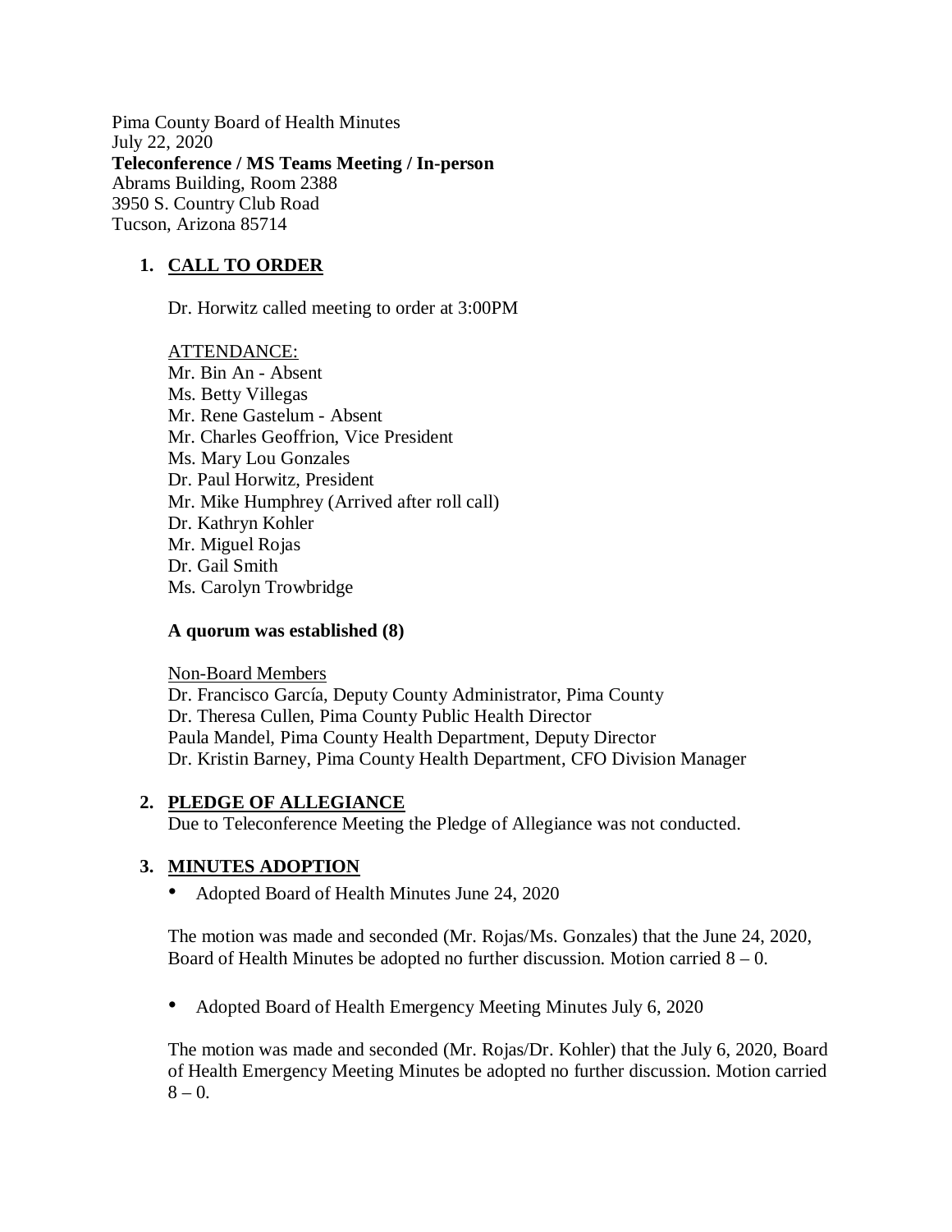Pima County Board of Health Minutes
July 22, 2020
**Teleconference / MS Teams Meeting / In-person**
Abrams Building, Room 2388
3950 S. Country Club Road
Tucson, Arizona 85714

1. **CALL TO ORDER**

   Dr. Horwitz called meeting to order at 3:00PM

   ATTENDANCE:
   Mr. Bin An - Absent
   Ms. Betty Villegas
   Mr. Rene Gastelum - Absent
   Mr. Charles Geoffrion, Vice President
   Ms. Mary Lou Gonzales
   Dr. Paul Horwitz, President
   Mr. Mike Humphrey (Arrived after roll call)
   Dr. Kathryn Kohler
   Mr. Miguel Rojas
   Dr. Gail Smith
   Ms. Carolyn Trowbridge

   **A quorum was established (8)**

   Non-Board Members
   Dr. Francisco García, Deputy County Administrator, Pima County
   Dr. Theresa Cullen, Pima County Public Health Director
   Paula Mandel, Pima County Health Department, Deputy Director
   Dr. Kristin Barney, Pima County Health Department, CFO Division Manager

2. **PLEDGE OF ALLEGIANCE**
   Due to Teleconference Meeting the Pledge of Allegiance was not conducted.

3. **MINUTES ADOPTION**

   - Adopted Board of Health Minutes June 24, 2020

   The motion was made and seconded (Mr. Rojas/Ms. Gonzales) that the June 24, 2020, Board of Health Minutes be adopted no further discussion. Motion carried 8 – 0.

   - Adopted Board of Health Emergency Meeting Minutes July 6, 2020

   The motion was made and seconded (Mr. Rojas/Dr. Kohler) that the July 6, 2020, Board of Health Emergency Meeting Minutes be adopted no further discussion. Motion carried 8 – 0.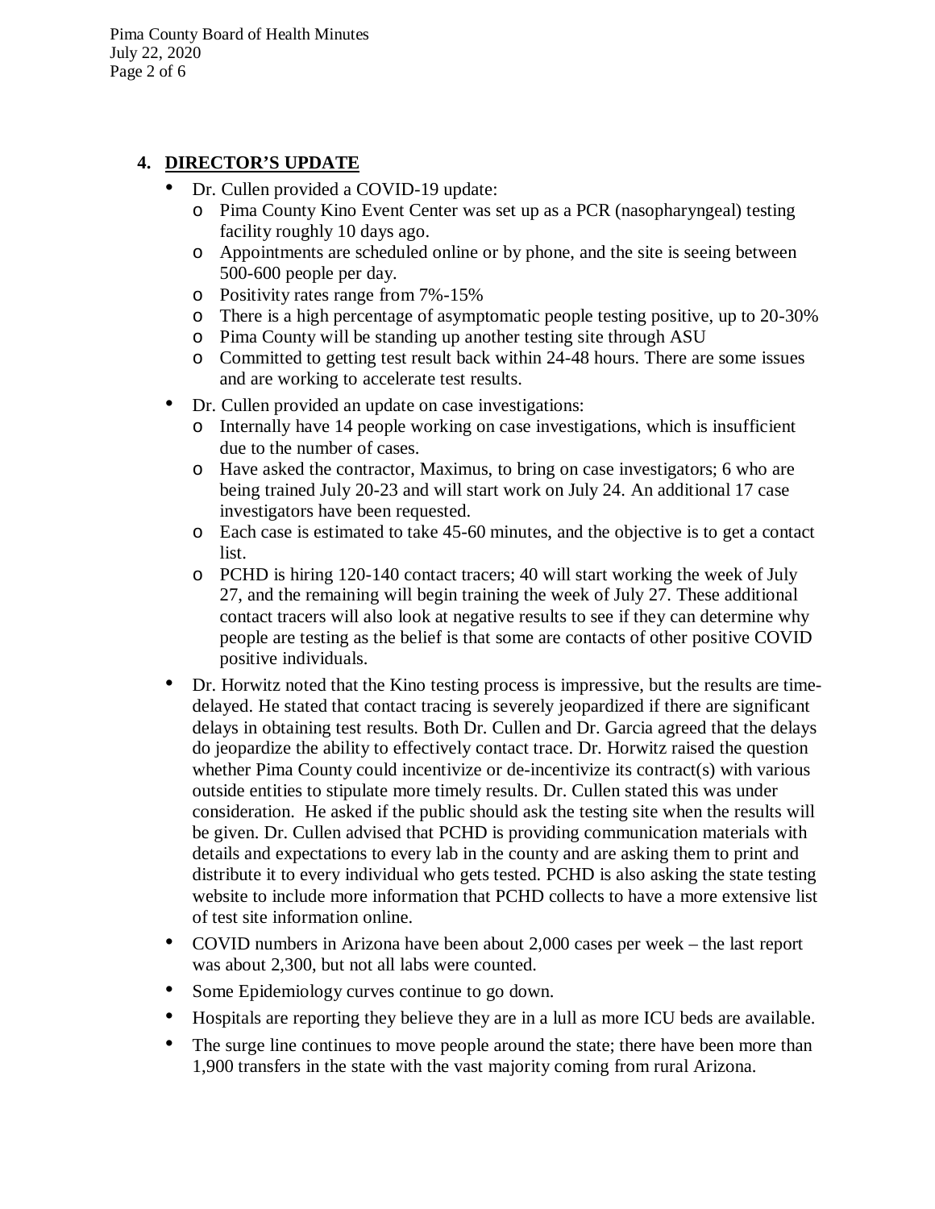## 4. DIRECTOR'S UPDATE

- Dr. Cullen provided a COVID-19 update:
  - Pima County Kino Event Center was set up as a PCR (nasopharyngeal) testing facility roughly 10 days ago.
  - Appointments are scheduled online or by phone, and the site is seeing between 500-600 people per day.
  - Positivity rates range from 7%-15%
  - There is a high percentage of asymptomatic people testing positive, up to 20-30%
  - Pima County will be standing up another testing site through ASU
  - Committed to getting test result back within 24-48 hours. There are some issues and are working to accelerate test results.
- Dr. Cullen provided an update on case investigations:
  - Internally have 14 people working on case investigations, which is insufficient due to the number of cases.
  - Have asked the contractor, Maximus, to bring on case investigators; 6 who are being trained July 20-23 and will start work on July 24. An additional 17 case investigators have been requested.
  - Each case is estimated to take 45-60 minutes, and the objective is to get a contact list.
  - PCHD is hiring 120-140 contact tracers; 40 will start working the week of July 27, and the remaining will begin training the week of July 27. These additional contact tracers will also look at negative results to see if they can determine why people are testing as the belief is that some are contacts of other positive COVID positive individuals.
- Dr. Horwitz noted that the Kino testing process is impressive, but the results are time-delayed. He stated that contact tracing is severely jeopardized if there are significant delays in obtaining test results. Both Dr. Cullen and Dr. Garcia agreed that the delays do jeopardize the ability to effectively contact trace. Dr. Horwitz raised the question whether Pima County could incentivize or de-incentivize its contract(s) with various outside entities to stipulate more timely results. Dr. Cullen stated this was under consideration. He asked if the public should ask the testing site when the results will be given. Dr. Cullen advised that PCHD is providing communication materials with details and expectations to every lab in the county and are asking them to print and distribute it to every individual who gets tested. PCHD is also asking the state testing website to include more information that PCHD collects to have a more extensive list of test site information online.
- COVID numbers in Arizona have been about 2,000 cases per week – the last report was about 2,300, but not all labs were counted.
- Some Epidemiology curves continue to go down.
- Hospitals are reporting they believe they are in a lull as more ICU beds are available.
- The surge line continues to move people around the state; there have been more than 1,900 transfers in the state with the vast majority coming from rural Arizona.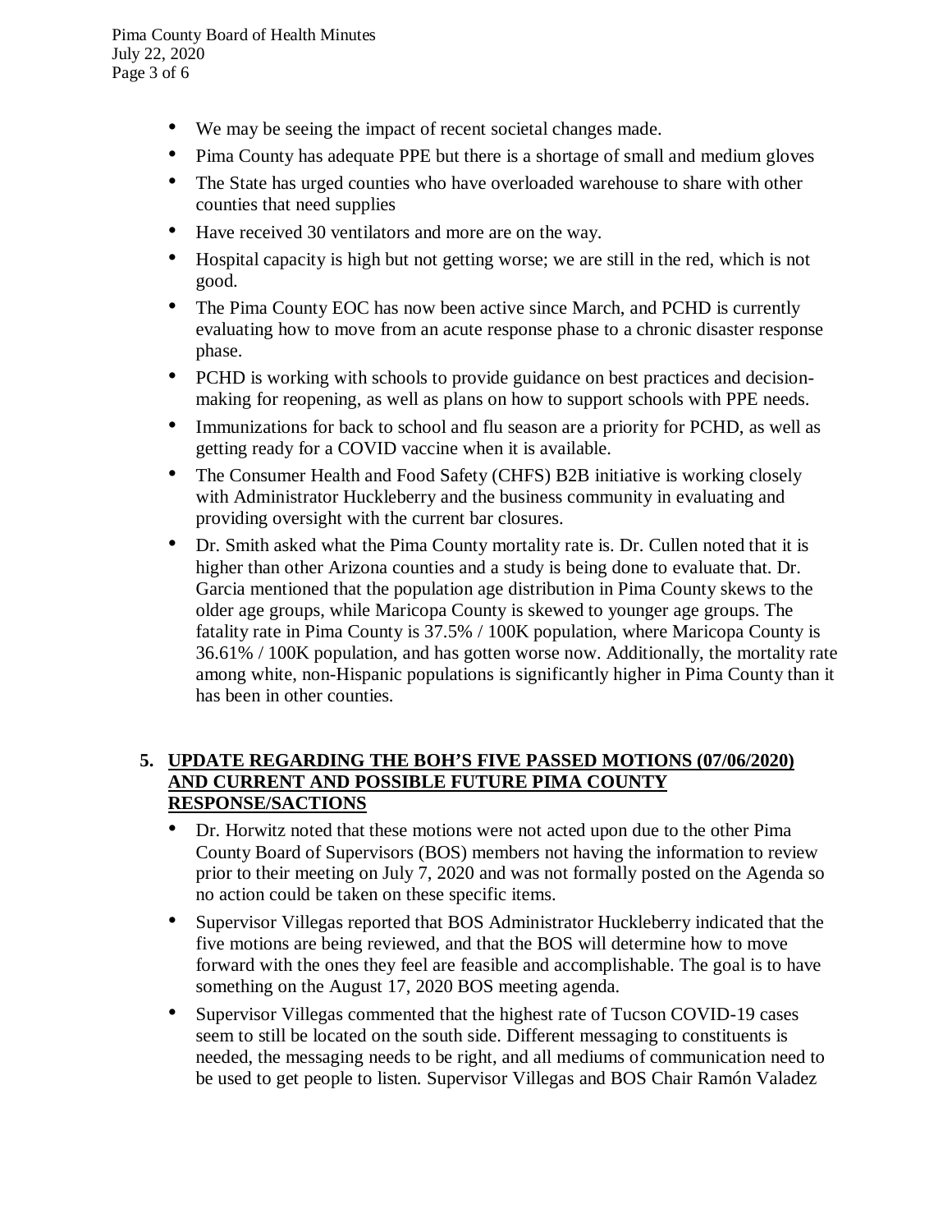- We may be seeing the impact of recent societal changes made.
- Pima County has adequate PPE but there is a shortage of small and medium gloves
- The State has urged counties who have overloaded warehouse to share with other counties that need supplies
- Have received 30 ventilators and more are on the way.
- Hospital capacity is high but not getting worse; we are still in the red, which is not good.
- The Pima County EOC has now been active since March, and PCHD is currently evaluating how to move from an acute response phase to a chronic disaster response phase.
- PCHD is working with schools to provide guidance on best practices and decision-making for reopening, as well as plans on how to support schools with PPE needs.
- Immunizations for back to school and flu season are a priority for PCHD, as well as getting ready for a COVID vaccine when it is available.
- The Consumer Health and Food Safety (CHFS) B2B initiative is working closely with Administrator Huckleberry and the business community in evaluating and providing oversight with the current bar closures.
- Dr. Smith asked what the Pima County mortality rate is. Dr. Cullen noted that it is higher than other Arizona counties and a study is being done to evaluate that. Dr. Garcia mentioned that the population age distribution in Pima County skews to the older age groups, while Maricopa County is skewed to younger age groups. The fatality rate in Pima County is 37.5% / 100K population, where Maricopa County is 36.61% / 100K population, and has gotten worse now. Additionally, the mortality rate among white, non-Hispanic populations is significantly higher in Pima County than it has been in other counties.

## 5. UPDATE REGARDING THE BOH'S FIVE PASSED MOTIONS (07/06/2020) AND CURRENT AND POSSIBLE FUTURE PIMA COUNTY RESPONSE/SACTIONS

- Dr. Horwitz noted that these motions were not acted upon due to the other Pima County Board of Supervisors (BOS) members not having the information to review prior to their meeting on July 7, 2020 and was not formally posted on the Agenda so no action could be taken on these specific items.
- Supervisor Villegas reported that BOS Administrator Huckleberry indicated that the five motions are being reviewed, and that the BOS will determine how to move forward with the ones they feel are feasible and accomplishable. The goal is to have something on the August 17, 2020 BOS meeting agenda.
- Supervisor Villegas commented that the highest rate of Tucson COVID-19 cases seem to still be located on the south side. Different messaging to constituents is needed, the messaging needs to be right, and all mediums of communication need to be used to get people to listen. Supervisor Villegas and BOS Chair Ramón Valadez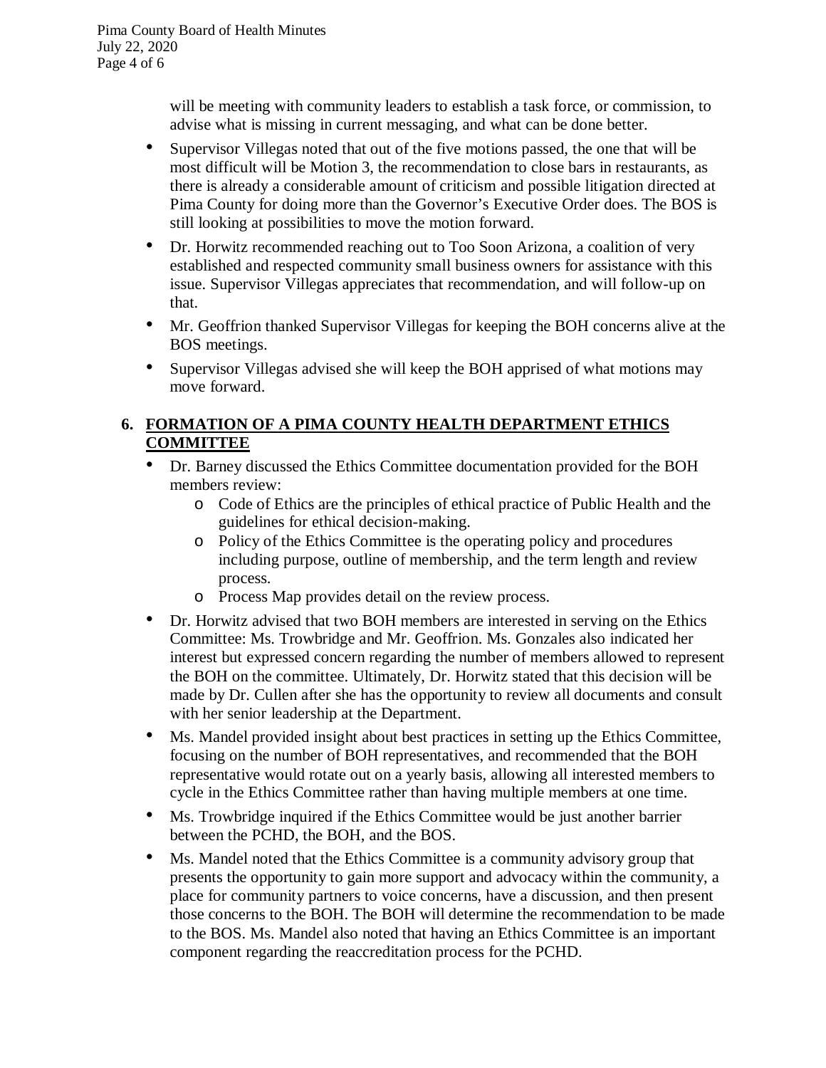will be meeting with community leaders to establish a task force, or commission, to advise what is missing in current messaging, and what can be done better.

- Supervisor Villegas noted that out of the five motions passed, the one that will be most difficult will be Motion 3, the recommendation to close bars in restaurants, as there is already a considerable amount of criticism and possible litigation directed at Pima County for doing more than the Governor's Executive Order does. The BOS is still looking at possibilities to move the motion forward.
- Dr. Horwitz recommended reaching out to Too Soon Arizona, a coalition of very established and respected community small business owners for assistance with this issue. Supervisor Villegas appreciates that recommendation, and will follow-up on that.
- Mr. Geoffrion thanked Supervisor Villegas for keeping the BOH concerns alive at the BOS meetings.
- Supervisor Villegas advised she will keep the BOH apprised of what motions may move forward.

## 6. FORMATION OF A PIMA COUNTY HEALTH DEPARTMENT ETHICS COMMITTEE

- Dr. Barney discussed the Ethics Committee documentation provided for the BOH members review:
  - Code of Ethics are the principles of ethical practice of Public Health and the guidelines for ethical decision-making.
  - Policy of the Ethics Committee is the operating policy and procedures including purpose, outline of membership, and the term length and review process.
  - Process Map provides detail on the review process.
- Dr. Horwitz advised that two BOH members are interested in serving on the Ethics Committee: Ms. Trowbridge and Mr. Geoffrion. Ms. Gonzales also indicated her interest but expressed concern regarding the number of members allowed to represent the BOH on the committee. Ultimately, Dr. Horwitz stated that this decision will be made by Dr. Cullen after she has the opportunity to review all documents and consult with her senior leadership at the Department.
- Ms. Mandel provided insight about best practices in setting up the Ethics Committee, focusing on the number of BOH representatives, and recommended that the BOH representative would rotate out on a yearly basis, allowing all interested members to cycle in the Ethics Committee rather than having multiple members at one time.
- Ms. Trowbridge inquired if the Ethics Committee would be just another barrier between the PCHD, the BOH, and the BOS.
- Ms. Mandel noted that the Ethics Committee is a community advisory group that presents the opportunity to gain more support and advocacy within the community, a place for community partners to voice concerns, have a discussion, and then present those concerns to the BOH. The BOH will determine the recommendation to be made to the BOS. Ms. Mandel also noted that having an Ethics Committee is an important component regarding the reaccreditation process for the PCHD.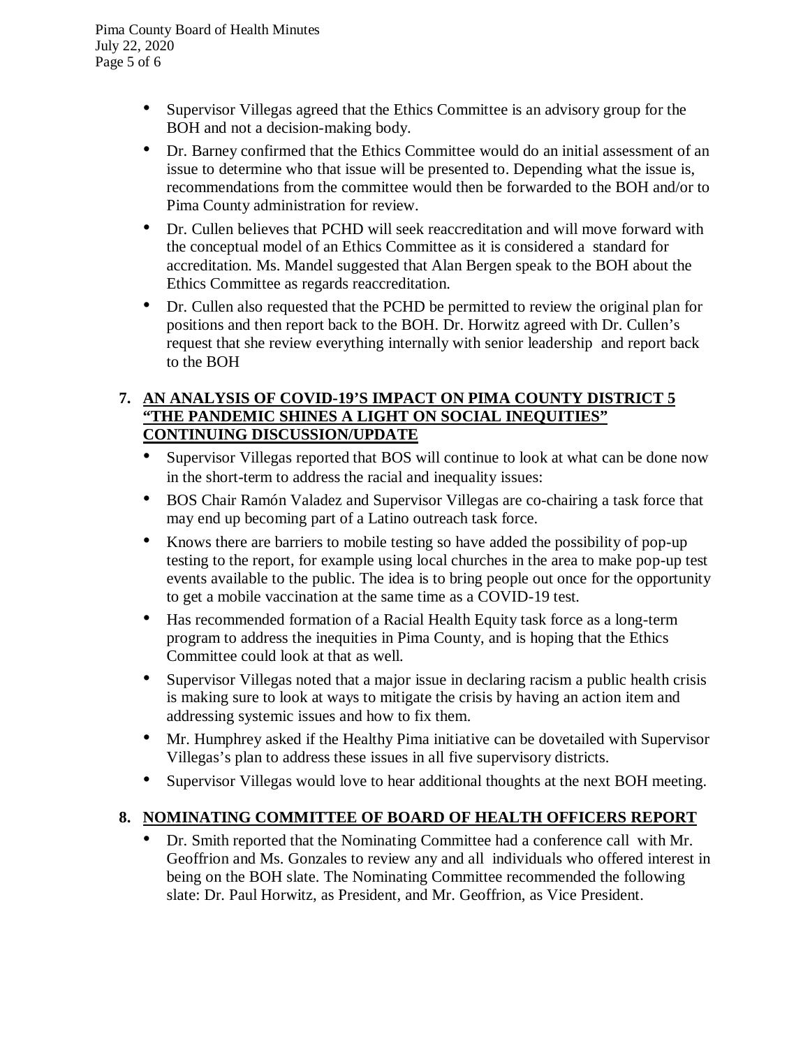- Supervisor Villegas agreed that the Ethics Committee is an advisory group for the BOH and not a decision-making body.
- Dr. Barney confirmed that the Ethics Committee would do an initial assessment of an issue to determine who that issue will be presented to. Depending what the issue is, recommendations from the committee would then be forwarded to the BOH and/or to Pima County administration for review.
- Dr. Cullen believes that PCHD will seek reaccreditation and will move forward with the conceptual model of an Ethics Committee as it is considered a standard for accreditation. Ms. Mandel suggested that Alan Bergen speak to the BOH about the Ethics Committee as regards reaccreditation.
- Dr. Cullen also requested that the PCHD be permitted to review the original plan for positions and then report back to the BOH. Dr. Horwitz agreed with Dr. Cullen's request that she review everything internally with senior leadership and report back to the BOH

## 7. AN ANALYSIS OF COVID-19'S IMPACT ON PIMA COUNTY DISTRICT 5 "THE PANDEMIC SHINES A LIGHT ON SOCIAL INEQUITIES" CONTINUING DISCUSSION/UPDATE

- Supervisor Villegas reported that BOS will continue to look at what can be done now in the short-term to address the racial and inequality issues:
- BOS Chair Ramón Valadez and Supervisor Villegas are co-chairing a task force that may end up becoming part of a Latino outreach task force.
- Knows there are barriers to mobile testing so have added the possibility of pop-up testing to the report, for example using local churches in the area to make pop-up test events available to the public. The idea is to bring people out once for the opportunity to get a mobile vaccination at the same time as a COVID-19 test.
- Has recommended formation of a Racial Health Equity task force as a long-term program to address the inequities in Pima County, and is hoping that the Ethics Committee could look at that as well.
- Supervisor Villegas noted that a major issue in declaring racism a public health crisis is making sure to look at ways to mitigate the crisis by having an action item and addressing systemic issues and how to fix them.
- Mr. Humphrey asked if the Healthy Pima initiative can be dovetailed with Supervisor Villegas's plan to address these issues in all five supervisory districts.
- Supervisor Villegas would love to hear additional thoughts at the next BOH meeting.

## 8. NOMINATING COMMITTEE OF BOARD OF HEALTH OFFICERS REPORT

- Dr. Smith reported that the Nominating Committee had a conference call with Mr. Geoffrion and Ms. Gonzales to review any and all individuals who offered interest in being on the BOH slate. The Nominating Committee recommended the following slate: Dr. Paul Horwitz, as President, and Mr. Geoffrion, as Vice President.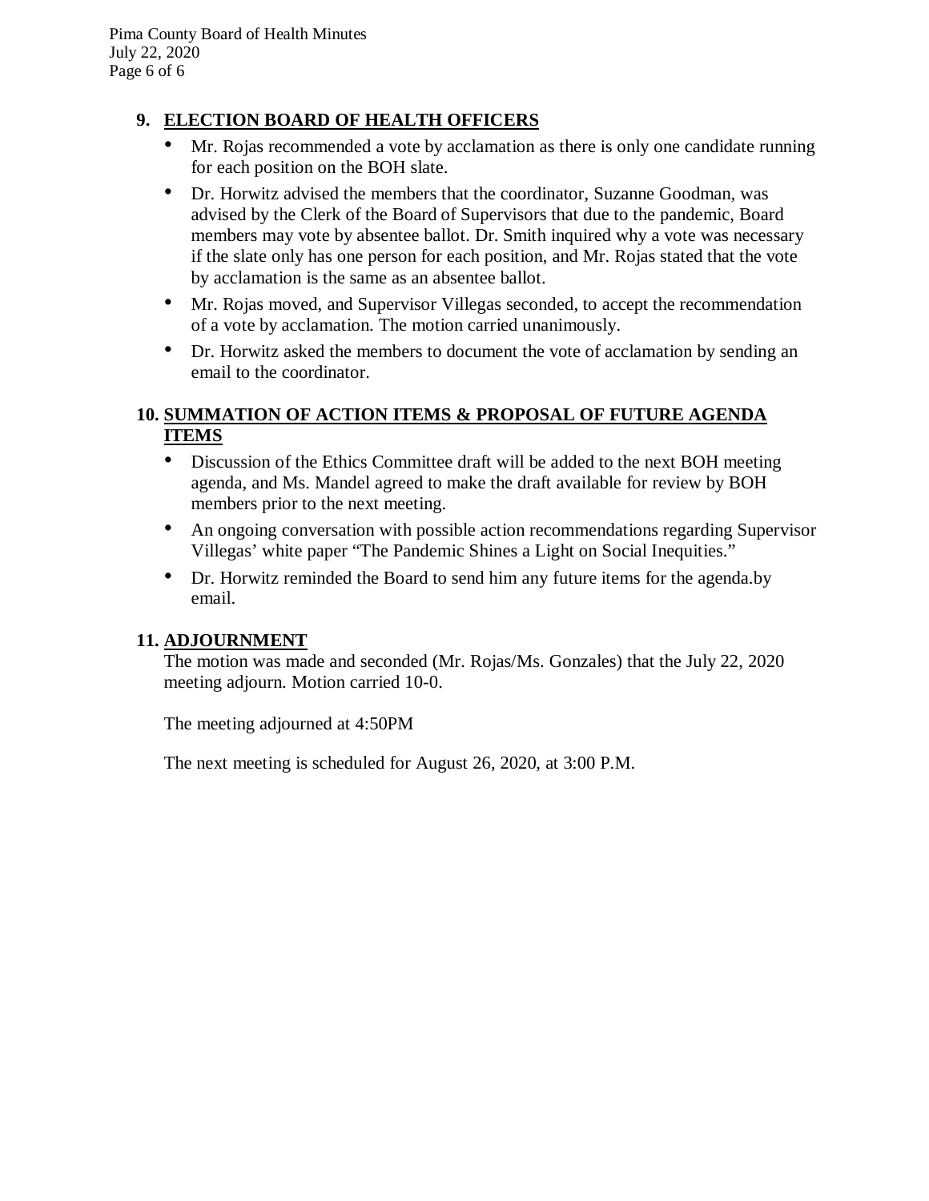## 9. ELECTION BOARD OF HEALTH OFFICERS

- Mr. Rojas recommended a vote by acclamation as there is only one candidate running for each position on the BOH slate.
- Dr. Horwitz advised the members that the coordinator, Suzanne Goodman, was advised by the Clerk of the Board of Supervisors that due to the pandemic, Board members may vote by absentee ballot. Dr. Smith inquired why a vote was necessary if the slate only has one person for each position, and Mr. Rojas stated that the vote by acclamation is the same as an absentee ballot.
- Mr. Rojas moved, and Supervisor Villegas seconded, to accept the recommendation of a vote by acclamation. The motion carried unanimously.
- Dr. Horwitz asked the members to document the vote of acclamation by sending an email to the coordinator.

## 10. SUMMATION OF ACTION ITEMS & PROPOSAL OF FUTURE AGENDA ITEMS

- Discussion of the Ethics Committee draft will be added to the next BOH meeting agenda, and Ms. Mandel agreed to make the draft available for review by BOH members prior to the next meeting.
- An ongoing conversation with possible action recommendations regarding Supervisor Villegas' white paper "The Pandemic Shines a Light on Social Inequities."
- Dr. Horwitz reminded the Board to send him any future items for the agenda.by email.

## 11. ADJOURNMENT

The motion was made and seconded (Mr. Rojas/Ms. Gonzales) that the July 22, 2020 meeting adjourn. Motion carried 10-0.

The meeting adjourned at 4:50PM

The next meeting is scheduled for August 26, 2020, at 3:00 P.M.